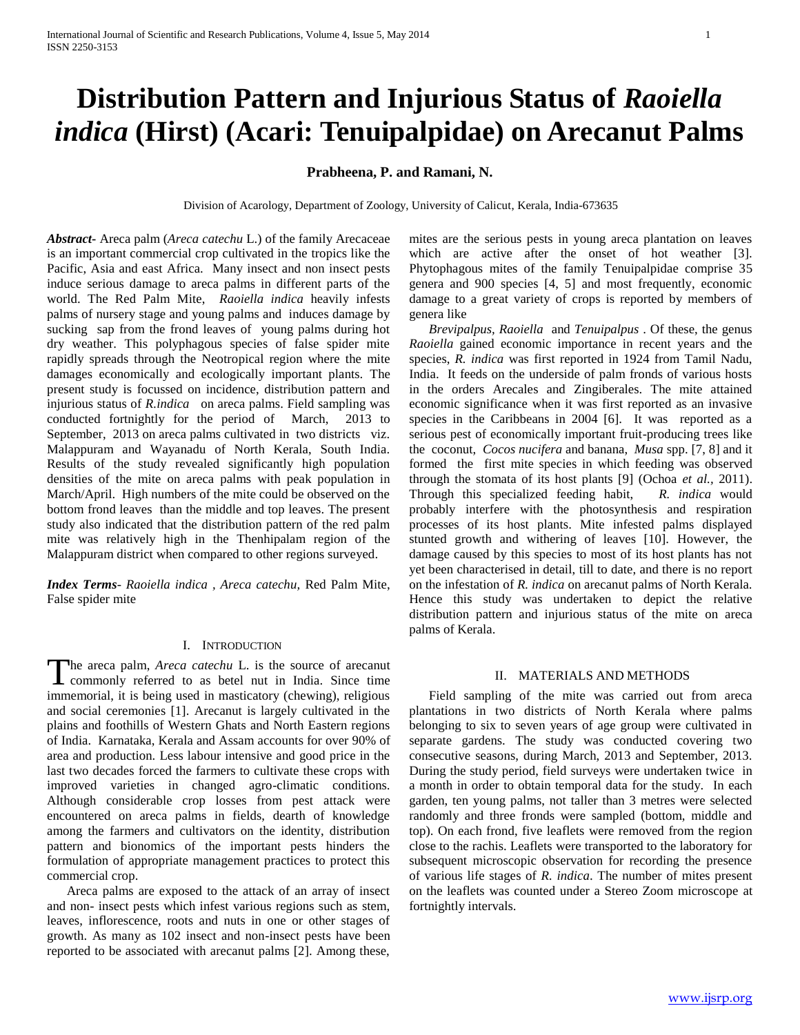# Distribution Pattern and Injurious Status of *Raoiella indica* (Hirst) (Acari: Tenuipalpidae) on Arecanut Palms

**Prabheena, P. and Ramani, N.**

Division of Acarology, Department of Zoology, University of Calicut, Kerala, India-673635

***Abstract-*** Areca palm (*Areca catechu* L.) of the family Arecaceae is an important commercial crop cultivated in the tropics like the Pacific, Asia and east Africa. Many insect and non insect pests induce serious damage to areca palms in different parts of the world. The Red Palm Mite, *Raoiella indica* heavily infests palms of nursery stage and young palms and induces damage by sucking sap from the frond leaves of young palms during hot dry weather. This polyphagous species of false spider mite rapidly spreads through the Neotropical region where the mite damages economically and ecologically important plants. The present study is focussed on incidence, distribution pattern and injurious status of *R.indica* on areca palms. Field sampling was conducted fortnightly for the period of March, 2013 to September, 2013 on areca palms cultivated in two districts viz. Malappuram and Wayanadu of North Kerala, South India. Results of the study revealed significantly high population densities of the mite on areca palms with peak population in March/April. High numbers of the mite could be observed on the bottom frond leaves than the middle and top leaves. The present study also indicated that the distribution pattern of the red palm mite was relatively high in the Thenhipalam region of the Malappuram district when compared to other regions surveyed.

***Index Terms-*** *Raoiella indica* , *Areca catechu*, Red Palm Mite, False spider mite

## I. Introduction

The areca palm, *Areca catechu* L. is the source of arecanut commonly referred to as betel nut in India. Since time immemorial, it is being used in masticatory (chewing), religious and social ceremonies [1]. Arecanut is largely cultivated in the plains and foothills of Western Ghats and North Eastern regions of India. Karnataka, Kerala and Assam accounts for over 90% of area and production. Less labour intensive and good price in the last two decades forced the farmers to cultivate these crops with improved varieties in changed agro-climatic conditions. Although considerable crop losses from pest attack were encountered on areca palms in fields, dearth of knowledge among the farmers and cultivators on the identity, distribution pattern and bionomics of the important pests hinders the formulation of appropriate management practices to protect this commercial crop.

Areca palms are exposed to the attack of an array of insect and non- insect pests which infest various regions such as stem, leaves, inflorescence, roots and nuts in one or other stages of growth. As many as 102 insect and non-insect pests have been reported to be associated with arecanut palms [2]. Among these, mites are the serious pests in young areca plantation on leaves which are active after the onset of hot weather [3]. Phytophagous mites of the family Tenuipalpidae comprise 35 genera and 900 species [4, 5] and most frequently, economic damage to a great variety of crops is reported by members of genera like

*Brevipalpus, Raoiella* and *Tenuipalpus* . Of these, the genus *Raoiella* gained economic importance in recent years and the species, *R. indica* was first reported in 1924 from Tamil Nadu, India. It feeds on the underside of palm fronds of various hosts in the orders Arecales and Zingiberales. The mite attained economic significance when it was first reported as an invasive species in the Caribbeans in 2004 [6]. It was reported as a serious pest of economically important fruit-producing trees like the coconut, *Cocos nucifera* and banana, *Musa* spp. [7, 8] and it formed the first mite species in which feeding was observed through the stomata of its host plants [9] (Ochoa *et al.*, 2011). Through this specialized feeding habit, *R. indica* would probably interfere with the photosynthesis and respiration processes of its host plants. Mite infested palms displayed stunted growth and withering of leaves [10]. However, the damage caused by this species to most of its host plants has not yet been characterised in detail, till to date, and there is no report on the infestation of *R. indica* on arecanut palms of North Kerala. Hence this study was undertaken to depict the relative distribution pattern and injurious status of the mite on areca palms of Kerala.

## II. Materials and Methods

Field sampling of the mite was carried out from areca plantations in two districts of North Kerala where palms belonging to six to seven years of age group were cultivated in separate gardens. The study was conducted covering two consecutive seasons, during March, 2013 and September, 2013. During the study period, field surveys were undertaken twice in a month in order to obtain temporal data for the study. In each garden, ten young palms, not taller than 3 metres were selected randomly and three fronds were sampled (bottom, middle and top). On each frond, five leaflets were removed from the region close to the rachis. Leaflets were transported to the laboratory for subsequent microscopic observation for recording the presence of various life stages of *R. indica*. The number of mites present on the leaflets was counted under a Stereo Zoom microscope at fortnightly intervals.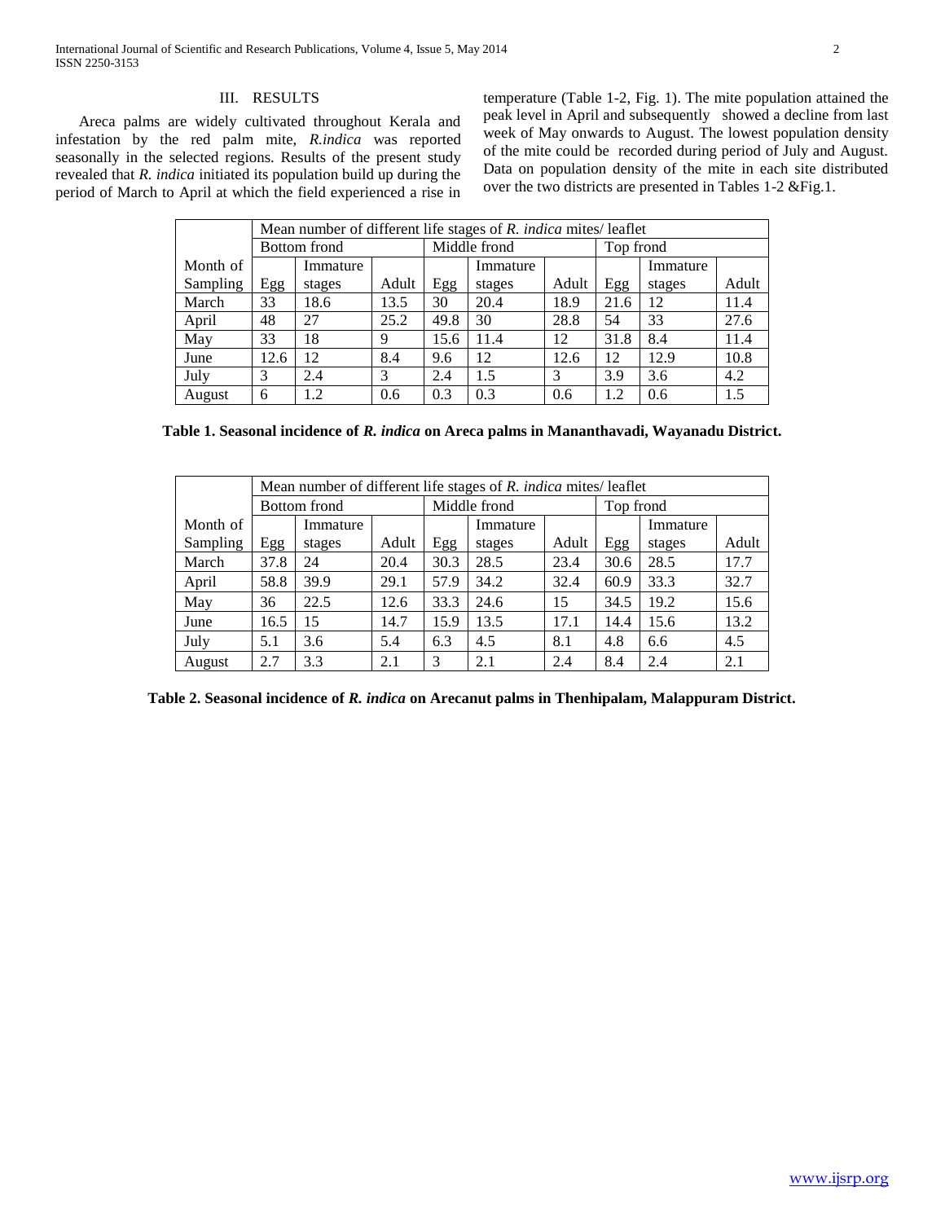## III. RESULTS

Areca palms are widely cultivated throughout Kerala and infestation by the red palm mite, *R.indica* was reported seasonally in the selected regions. Results of the present study revealed that *R. indica* initiated its population build up during the period of March to April at which the field experienced a rise in temperature (Table 1-2, Fig. 1). The mite population attained the peak level in April and subsequently showed a decline from last week of May onwards to August. The lowest population density of the mite could be recorded during period of July and August. Data on population density of the mite in each site distributed over the two districts are presented in Tables 1-2 &Fig.1.

| | Mean number of different life stages of *R. indica* mites/ leaflet | | | | | | | | |
|---|---|---|---|---|---|---|---|---|---|
| | Bottom frond | | | Middle frond | | | Top frond | | |
| Month of Sampling | Egg | Immature stages | Adult | Egg | Immature stages | Adult | Egg | Immature stages | Adult |
| March | 33 | 18.6 | 13.5 | 30 | 20.4 | 18.9 | 21.6 | 12 | 11.4 |
| April | 48 | 27 | 25.2 | 49.8 | 30 | 28.8 | 54 | 33 | 27.6 |
| May | 33 | 18 | 9 | 15.6 | 11.4 | 12 | 31.8 | 8.4 | 11.4 |
| June | 12.6 | 12 | 8.4 | 9.6 | 12 | 12.6 | 12 | 12.9 | 10.8 |
| July | 3 | 2.4 | 3 | 2.4 | 1.5 | 3 | 3.9 | 3.6 | 4.2 |
| August | 6 | 1.2 | 0.6 | 0.3 | 0.3 | 0.6 | 1.2 | 0.6 | 1.5 |

**Table 1. Seasonal incidence of *R. indica* on Areca palms in Mananthavadi, Wayanadu District.**

| | Mean number of different life stages of *R. indica* mites/ leaflet | | | | | | | | |
|---|---|---|---|---|---|---|---|---|---|
| | Bottom frond | | | Middle frond | | | Top frond | | |
| Month of Sampling | Egg | Immature stages | Adult | Egg | Immature stages | Adult | Egg | Immature stages | Adult |
| March | 37.8 | 24 | 20.4 | 30.3 | 28.5 | 23.4 | 30.6 | 28.5 | 17.7 |
| April | 58.8 | 39.9 | 29.1 | 57.9 | 34.2 | 32.4 | 60.9 | 33.3 | 32.7 |
| May | 36 | 22.5 | 12.6 | 33.3 | 24.6 | 15 | 34.5 | 19.2 | 15.6 |
| June | 16.5 | 15 | 14.7 | 15.9 | 13.5 | 17.1 | 14.4 | 15.6 | 13.2 |
| July | 5.1 | 3.6 | 5.4 | 6.3 | 4.5 | 8.1 | 4.8 | 6.6 | 4.5 |
| August | 2.7 | 3.3 | 2.1 | 3 | 2.1 | 2.4 | 8.4 | 2.4 | 2.1 |

**Table 2. Seasonal incidence of *R. indica* on Arecanut palms in Thenhipalam, Malappuram District.**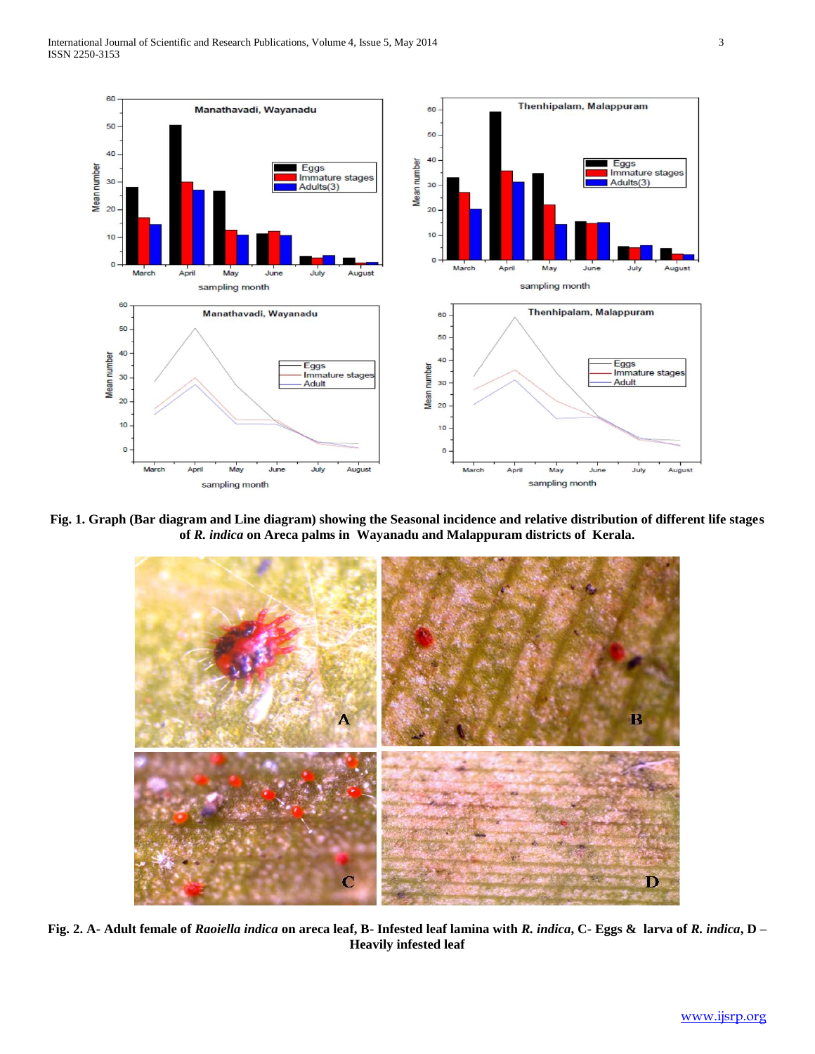**Fig. 1. Graph (Bar diagram and Line diagram) showing the Seasonal incidence and relative distribution of different life stages of *R. indica* on Areca palms in Wayanadu and Malappuram districts of Kerala.**

**Fig. 2. A- Adult female of *Raoiella indica* on areca leaf, B- Infested leaf lamina with *R. indica*, C- Eggs & larva of *R. indica*, D – Heavily infested leaf**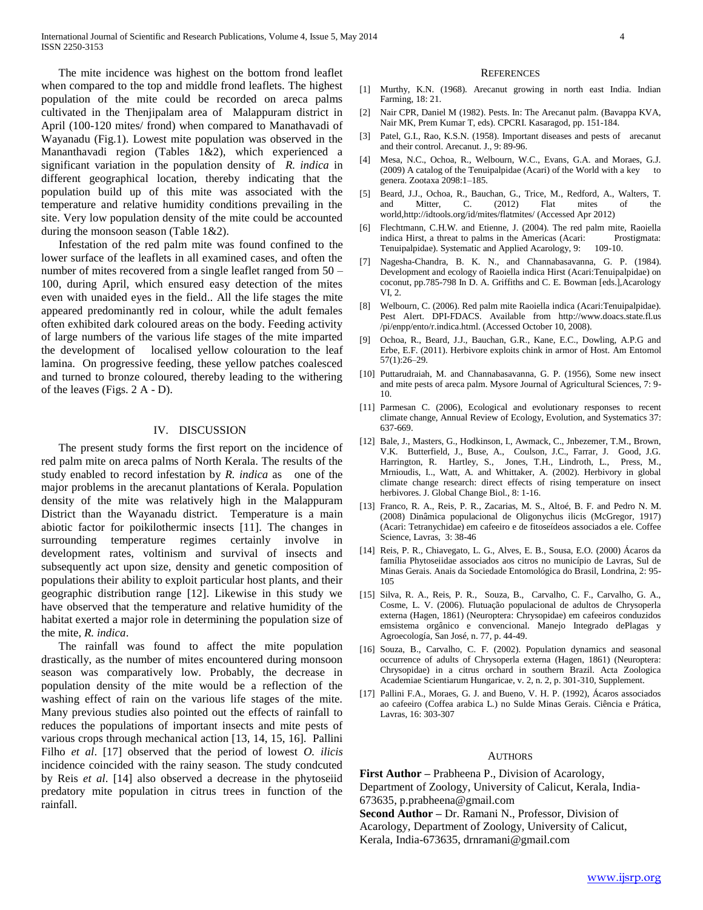The mite incidence was highest on the bottom frond leaflet when compared to the top and middle frond leaflets. The highest population of the mite could be recorded on areca palms cultivated in the Thenjipalam area of Malappuram district in April (100-120 mites/ frond) when compared to Manathavadi of Wayanadu (Fig.1). Lowest mite population was observed in the Mananthavadi region (Tables 1&2), which experienced a significant variation in the population density of *R. indica* in different geographical location, thereby indicating that the population build up of this mite was associated with the temperature and relative humidity conditions prevailing in the site. Very low population density of the mite could be accounted during the monsoon season (Table 1&2).

Infestation of the red palm mite was found confined to the lower surface of the leaflets in all examined cases, and often the number of mites recovered from a single leaflet ranged from 50 – 100, during April, which ensured easy detection of the mites even with unaided eyes in the field.. All the life stages the mite appeared predominantly red in colour, while the adult females often exhibited dark coloured areas on the body. Feeding activity of large numbers of the various life stages of the mite imparted the development of localised yellow colouration to the leaf lamina. On progressive feeding, these yellow patches coalesced and turned to bronze coloured, thereby leading to the withering of the leaves (Figs. 2 A - D).

## IV. DISCUSSION

The present study forms the first report on the incidence of red palm mite on areca palms of North Kerala. The results of the study enabled to record infestation by *R. indica* as one of the major problems in the arecanut plantations of Kerala. Population density of the mite was relatively high in the Malappuram District than the Wayanadu district. Temperature is a main abiotic factor for poikilothermic insects [11]. The changes in surrounding temperature regimes certainly involve in development rates, voltinism and survival of insects and subsequently act upon size, density and genetic composition of populations their ability to exploit particular host plants, and their geographic distribution range [12]. Likewise in this study we have observed that the temperature and relative humidity of the habitat exerted a major role in determining the population size of the mite, *R. indica*.

The rainfall was found to affect the mite population drastically, as the number of mites encountered during monsoon season was comparatively low. Probably, the decrease in population density of the mite would be a reflection of the washing effect of rain on the various life stages of the mite. Many previous studies also pointed out the effects of rainfall to reduces the populations of important insects and mite pests of various crops through mechanical action [13, 14, 15, 16]. Pallini Filho *et al*. [17] observed that the period of lowest *O. ilicis* incidence coincided with the rainy season. The study condcuted by Reis *et al*. [14] also observed a decrease in the phytoseiid predatory mite population in citrus trees in function of the rainfall.

## REFERENCES

[1] Murthy, K.N. (1968). Arecanut growing in north east India. Indian Farming, 18: 21.

[2] Nair CPR, Daniel M (1982). Pests. In: The Arecanut palm. (Bavappa KVA, Nair MK, Prem Kumar T, eds). CPCRI. Kasaragod, pp. 151-184.

[3] Patel, G.I., Rao, K.S.N. (1958). Important diseases and pests of arecanut and their control. Arecanut. J., 9: 89-96.

[4] Mesa, N.C., Ochoa, R., Welbourn, W.C., Evans, G.A. and Moraes, G.J. (2009) A catalog of the Tenuipalpidae (Acari) of the World with a key to genera. Zootaxa 2098:1–185.

[5] Beard, J.J., Ochoa, R., Bauchan, G., Trice, M., Redford, A., Walters, T. and Mitter, C. (2012) Flat mites of the world,http://idtools.org/id/mites/flatmites/ (Accessed Apr 2012)

[6] Flechtmann, C.H.W. and Etienne, J. (2004). The red palm mite, Raoiella indica Hirst, a threat to palms in the Americas (Acari: Prostigmata: Tenuipalpidae). Systematic and Applied Acarology, 9: 109-10.

[7] Nagesha-Chandra, B. K. N., and Channabasavanna, G. P. (1984). Development and ecology of Raoiella indica Hirst (Acari:Tenuipalpidae) on coconut, pp.785-798 In D. A. Griffiths and C. E. Bowman [eds.],Acarology VI, 2.

[8] Welbourn, C. (2006). Red palm mite Raoiella indica (Acari:Tenuipalpidae). Pest Alert. DPI-FDACS. Available from http://www.doacs.state.fl.us /pi/enpp/ento/r.indica.html. (Accessed October 10, 2008).

[9] Ochoa, R., Beard, J.J., Bauchan, G.R., Kane, E.C., Dowling, A.P.G and Erbe, E.F. (2011). Herbivore exploits chink in armor of Host. Am Entomol 57(1):26–29.

[10] Puttarudraiah, M. and Channabasavanna, G. P. (1956), Some new insect and mite pests of areca palm. Mysore Journal of Agricultural Sciences, 7: 9-10.

[11] Parmesan C. (2006), Ecological and evolutionary responses to recent climate change, Annual Review of Ecology, Evolution, and Systematics 37: 637-669.

[12] Bale, J., Masters, G., Hodkinson, I., Awmack, C., Jnbezemer, T.M., Brown, V.K. Butterfield, J., Buse, A., Coulson, J.C., Farrar, J. Good, J.G. Harrington, R. Hartley, S., Jones, T.H., Lindroth, L., Press, M., Mrnioudis, I.., Watt, A. and Whittaker, A. (2002). Herbivory in global climate change research: direct effects of rising temperature on insect herbivores. J. Global Change Biol., 8: 1-16.

[13] Franco, R. A., Reis, P. R., Zacarias, M. S., Altoé, B. F. and Pedro N. M. (2008) Dinâmica populacional de Oligonychus ilicis (McGregor, 1917) (Acari: Tetranychidae) em cafeeiro e de fitoseídeos associados a ele. Coffee Science, Lavras, 3: 38-46

[14] Reis, P. R., Chiavegato, L. G., Alves, E. B., Sousa, E.O. (2000) Ácaros da família Phytoseiidae associados aos citros no município de Lavras, Sul de Minas Gerais. Anais da Sociedade Entomológica do Brasil, Londrina, 2: 95-105

[15] Silva, R. A., Reis, P. R., Souza, B., Carvalho, C. F., Carvalho, G. A., Cosme, L. V. (2006). Flutuação populacional de adultos de Chrysoperla externa (Hagen, 1861) (Neuroptera: Chrysopidae) em cafeeiros conduzidos emsistema orgânico e convencional. Manejo Integrado dePlagas y Agroecología, San José, n. 77, p. 44-49.

[16] Souza, B., Carvalho, C. F. (2002). Population dynamics and seasonal occurrence of adults of Chrysoperla externa (Hagen, 1861) (Neuroptera: Chrysopidae) in a citrus orchard in southern Brazil. Acta Zoologica Academiae Scientiarum Hungaricae, v. 2, n. 2, p. 301-310, Supplement.

[17] Pallini F.A., Moraes, G. J. and Bueno, V. H. P. (1992), Ácaros associados ao cafeeiro (Coffea arabica L.) no Sulde Minas Gerais. Ciência e Prática, Lavras, 16: 303-307

## AUTHORS

**First Author** – Prabheena P., Division of Acarology, Department of Zoology, University of Calicut, Kerala, India-673635, p.prabheena@gmail.com

**Second Author** – Dr. Ramani N., Professor, Division of Acarology, Department of Zoology, University of Calicut, Kerala, India-673635, drnramani@gmail.com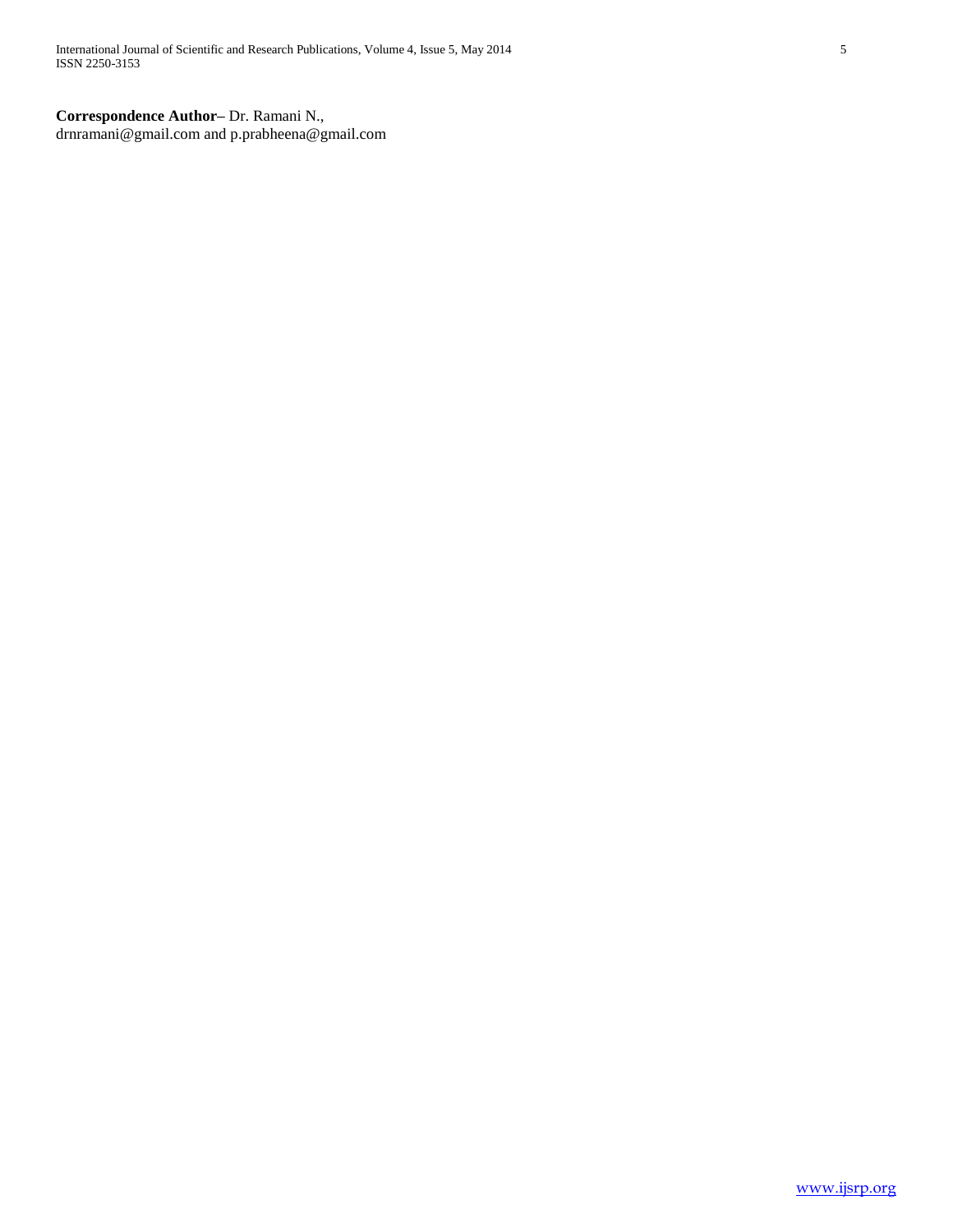**Correspondence Author–** Dr. Ramani N.,
drnramani@gmail.com and p.prabheena@gmail.com